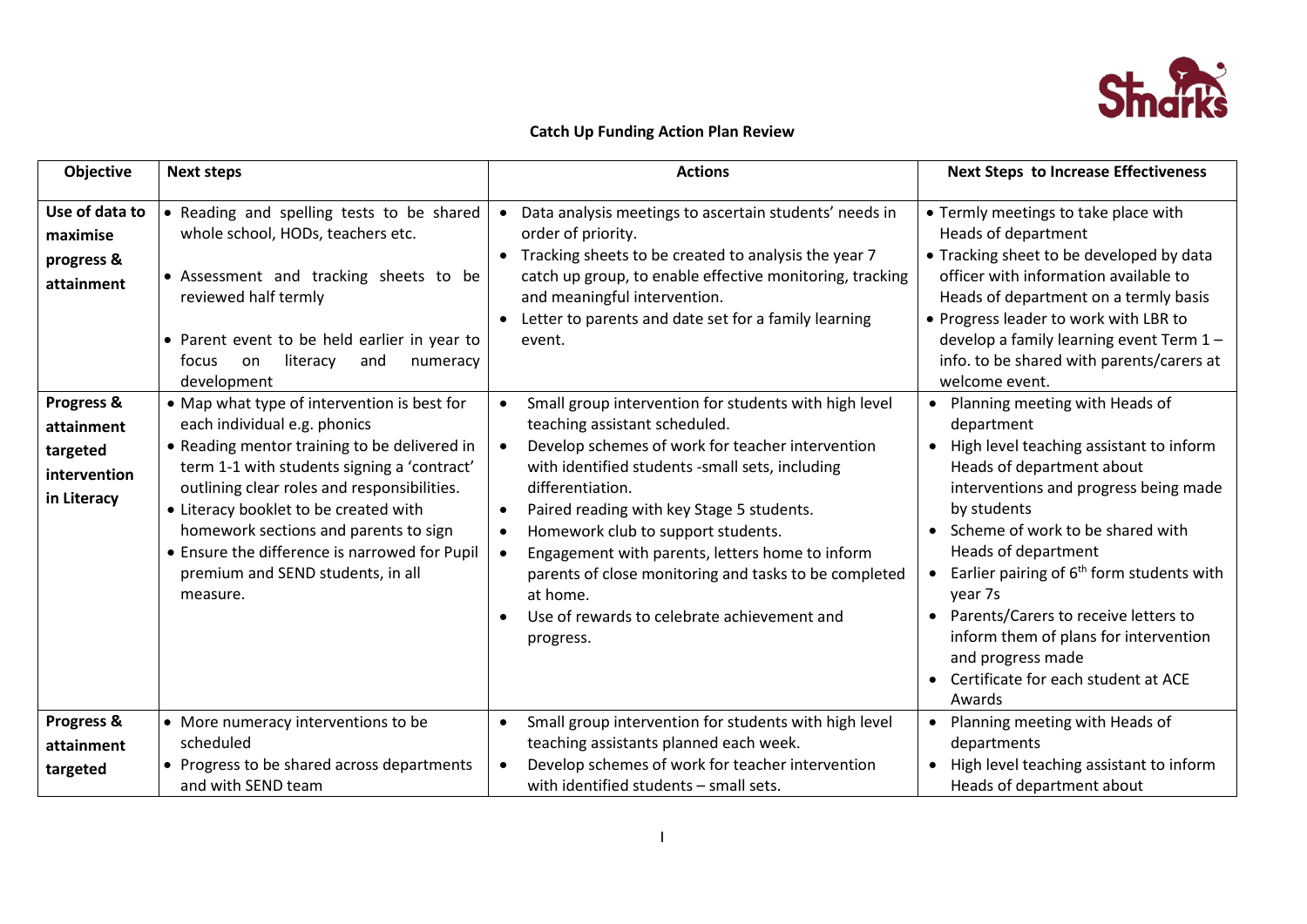## Catch Up Funding Action Plan Review

| Objective | Next steps | Actions | Next Steps to Increase Effectiveness |
|---|---|---|---|
| **Use of data to maximise progress & attainment** | • Reading and spelling tests to be shared whole school, HODs, teachers etc.<br><br>• Assessment and tracking sheets to be reviewed half termly<br><br>• Parent event to be held earlier in year to focus on literacy and numeracy development | • Data analysis meetings to ascertain students' needs in order of priority.<br>• Tracking sheets to be created to analysis the year 7 catch up group, to enable effective monitoring, tracking and meaningful intervention.<br>• Letter to parents and date set for a family learning event. | • Termly meetings to take place with Heads of department<br>• Tracking sheet to be developed by data officer with information available to Heads of department on a termly basis<br>• Progress leader to work with LBR to develop a family learning event Term 1 – info. to be shared with parents/carers at welcome event. |
| **Progress & attainment targeted intervention in Literacy** | • Map what type of intervention is best for each individual e.g. phonics<br>• Reading mentor training to be delivered in term 1-1 with students signing a 'contract' outlining clear roles and responsibilities.<br>• Literacy booklet to be created with homework sections and parents to sign<br>• Ensure the difference is narrowed for Pupil premium and SEND students, in all measure. | • Small group intervention for students with high level teaching assistant scheduled.<br>• Develop schemes of work for teacher intervention with identified students -small sets, including differentiation.<br>• Paired reading with key Stage 5 students.<br>• Homework club to support students.<br>• Engagement with parents, letters home to inform parents of close monitoring and tasks to be completed at home.<br>• Use of rewards to celebrate achievement and progress. | • Planning meeting with Heads of department<br>• High level teaching assistant to inform Heads of department about interventions and progress being made by students<br>• Scheme of work to be shared with Heads of department<br>• Earlier pairing of 6th form students with year 7s<br>• Parents/Carers to receive letters to inform them of plans for intervention and progress made<br>• Certificate for each student at ACE Awards |
| **Progress & attainment targeted** | • More numeracy interventions to be scheduled<br>• Progress to be shared across departments and with SEND team | • Small group intervention for students with high level teaching assistants planned each week.<br>• Develop schemes of work for teacher intervention with identified students – small sets. | • Planning meeting with Heads of departments<br>• High level teaching assistant to inform Heads of department about |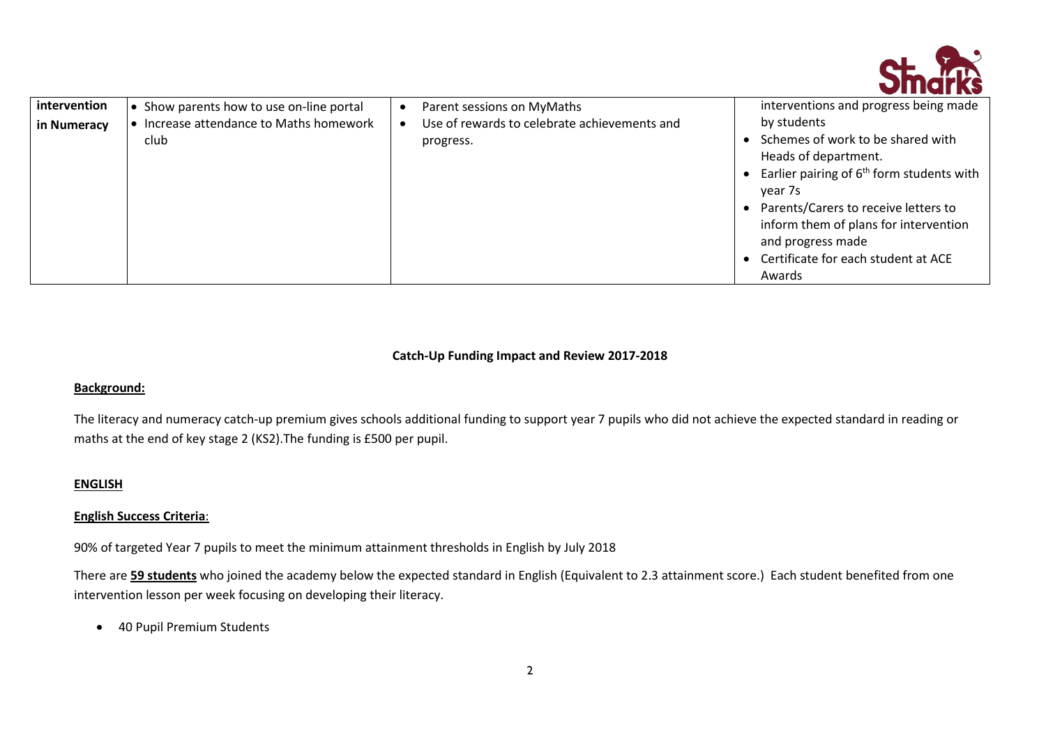| intervention in Numeracy | • Show parents how to use on-line portal<br>• Increase attendance to Maths homework club | • Parent sessions on MyMaths<br>• Use of rewards to celebrate achievements and progress. | interventions and progress being made by students<br>• Schemes of work to be shared with Heads of department.<br>• Earlier pairing of 6th form students with year 7s<br>• Parents/Carers to receive letters to inform them of plans for intervention and progress made<br>• Certificate for each student at ACE Awards |
|---|---|---|---|

**Catch-Up Funding Impact and Review 2017-2018**

**Background:**

The literacy and numeracy catch-up premium gives schools additional funding to support year 7 pupils who did not achieve the expected standard in reading or maths at the end of key stage 2 (KS2).The funding is £500 per pupil.

**ENGLISH**

**English Success Criteria**:

90% of targeted Year 7 pupils to meet the minimum attainment thresholds in English by July 2018

There are **59 students** who joined the academy below the expected standard in English (Equivalent to 2.3 attainment score.) Each student benefited from one intervention lesson per week focusing on developing their literacy.

- 40 Pupil Premium Students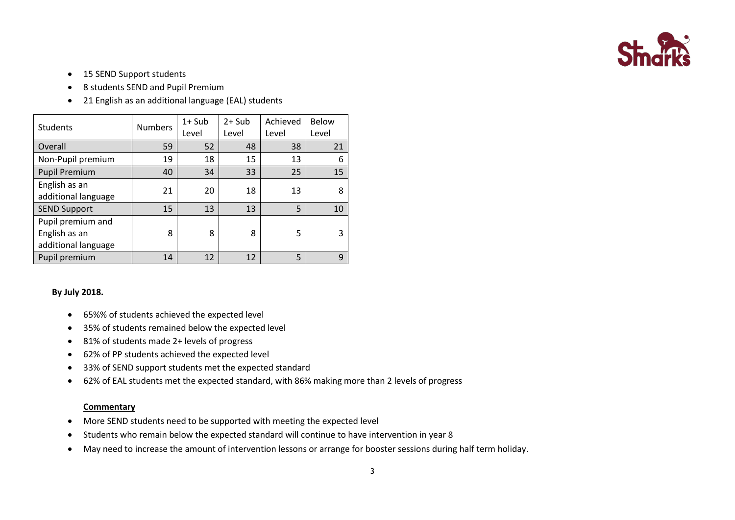- 15 SEND Support students
- 8 students SEND and Pupil Premium
- 21 English as an additional language (EAL) students

| Students | Numbers | 1+ Sub Level | 2+ Sub Level | Achieved Level | Below Level |
|---|---|---|---|---|---|
| Overall | 59 | 52 | 48 | 38 | 21 |
| Non-Pupil premium | 19 | 18 | 15 | 13 | 6 |
| Pupil Premium | 40 | 34 | 33 | 25 | 15 |
| English as an additional language | 21 | 20 | 18 | 13 | 8 |
| SEND Support | 15 | 13 | 13 | 5 | 10 |
| Pupil premium and English as an additional language | 8 | 8 | 8 | 5 | 3 |
| Pupil premium | 14 | 12 | 12 | 5 | 9 |

**By July 2018.**

- 65%% of students achieved the expected level
- 35% of students remained below the expected level
- 81% of students made 2+ levels of progress
- 62% of PP students achieved the expected level
- 33% of SEND support students met the expected standard
- 62% of EAL students met the expected standard, with 86% making more than 2 levels of progress

**Commentary**

- More SEND students need to be supported with meeting the expected level
- Students who remain below the expected standard will continue to have intervention in year 8
- May need to increase the amount of intervention lessons or arrange for booster sessions during half term holiday.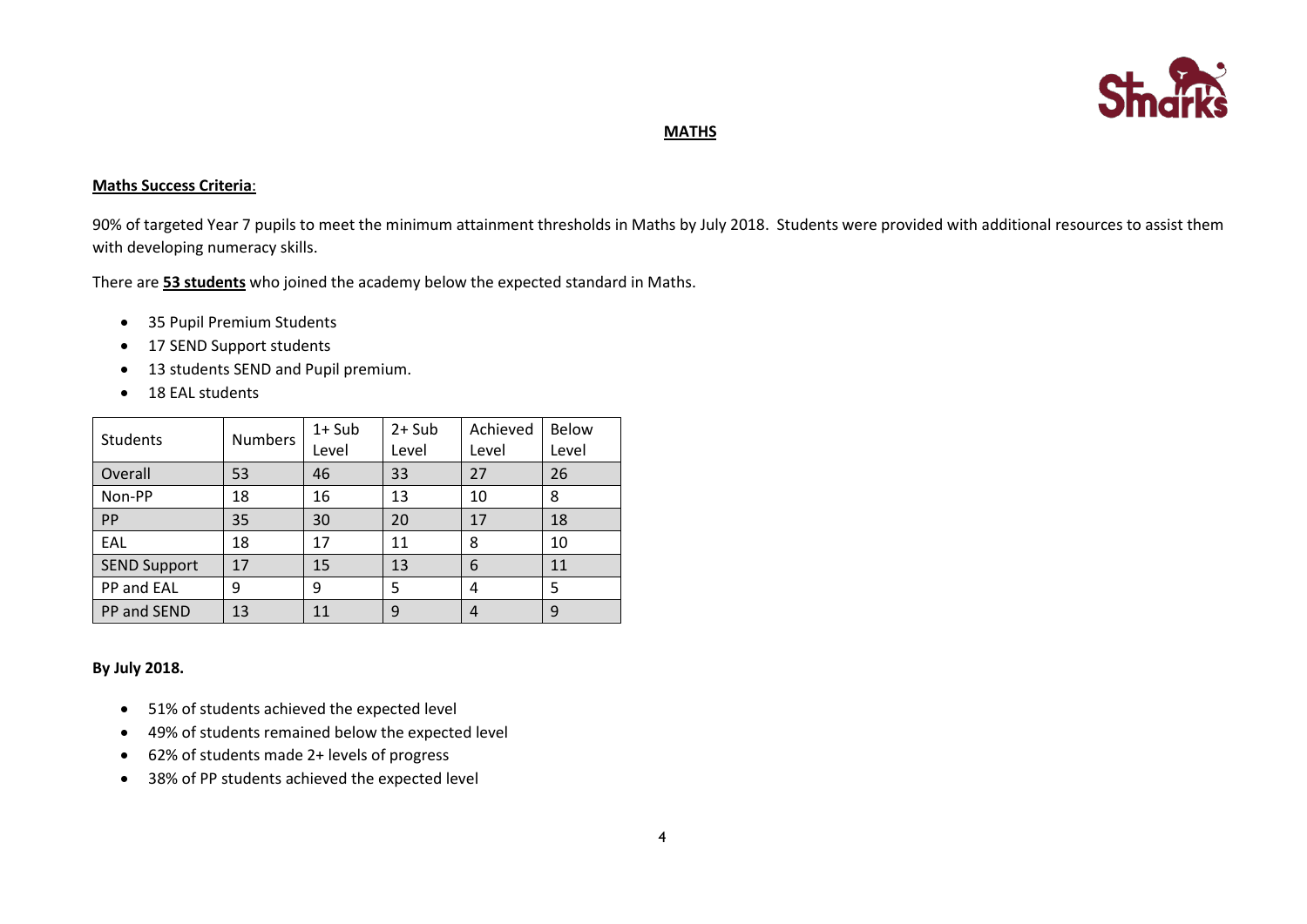# MATHS

**Maths Success Criteria**:

90% of targeted Year 7 pupils to meet the minimum attainment thresholds in Maths by July 2018. Students were provided with additional resources to assist them with developing numeracy skills.

There are **53 students** who joined the academy below the expected standard in Maths.

- 35 Pupil Premium Students
- 17 SEND Support students
- 13 students SEND and Pupil premium.
- 18 EAL students

| Students | Numbers | 1+ Sub Level | 2+ Sub Level | Achieved Level | Below Level |
|---|---|---|---|---|---|
| Overall | 53 | 46 | 33 | 27 | 26 |
| Non-PP | 18 | 16 | 13 | 10 | 8 |
| PP | 35 | 30 | 20 | 17 | 18 |
| EAL | 18 | 17 | 11 | 8 | 10 |
| SEND Support | 17 | 15 | 13 | 6 | 11 |
| PP and EAL | 9 | 9 | 5 | 4 | 5 |
| PP and SEND | 13 | 11 | 9 | 4 | 9 |

**By July 2018.**

- 51% of students achieved the expected level
- 49% of students remained below the expected level
- 62% of students made 2+ levels of progress
- 38% of PP students achieved the expected level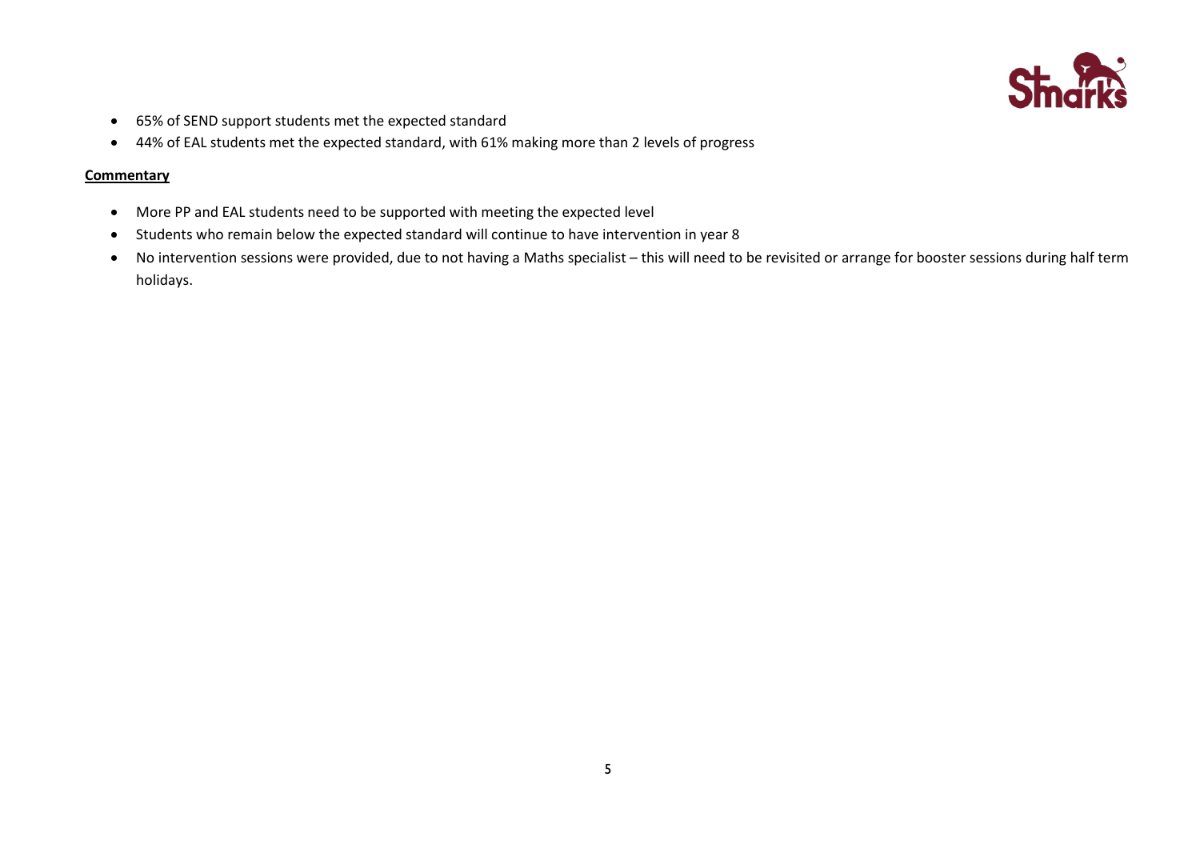- 65% of SEND support students met the expected standard
- 44% of EAL students met the expected standard, with 61% making more than 2 levels of progress

**Commentary**

- More PP and EAL students need to be supported with meeting the expected level
- Students who remain below the expected standard will continue to have intervention in year 8
- No intervention sessions were provided, due to not having a Maths specialist – this will need to be revisited or arrange for booster sessions during half term holidays.